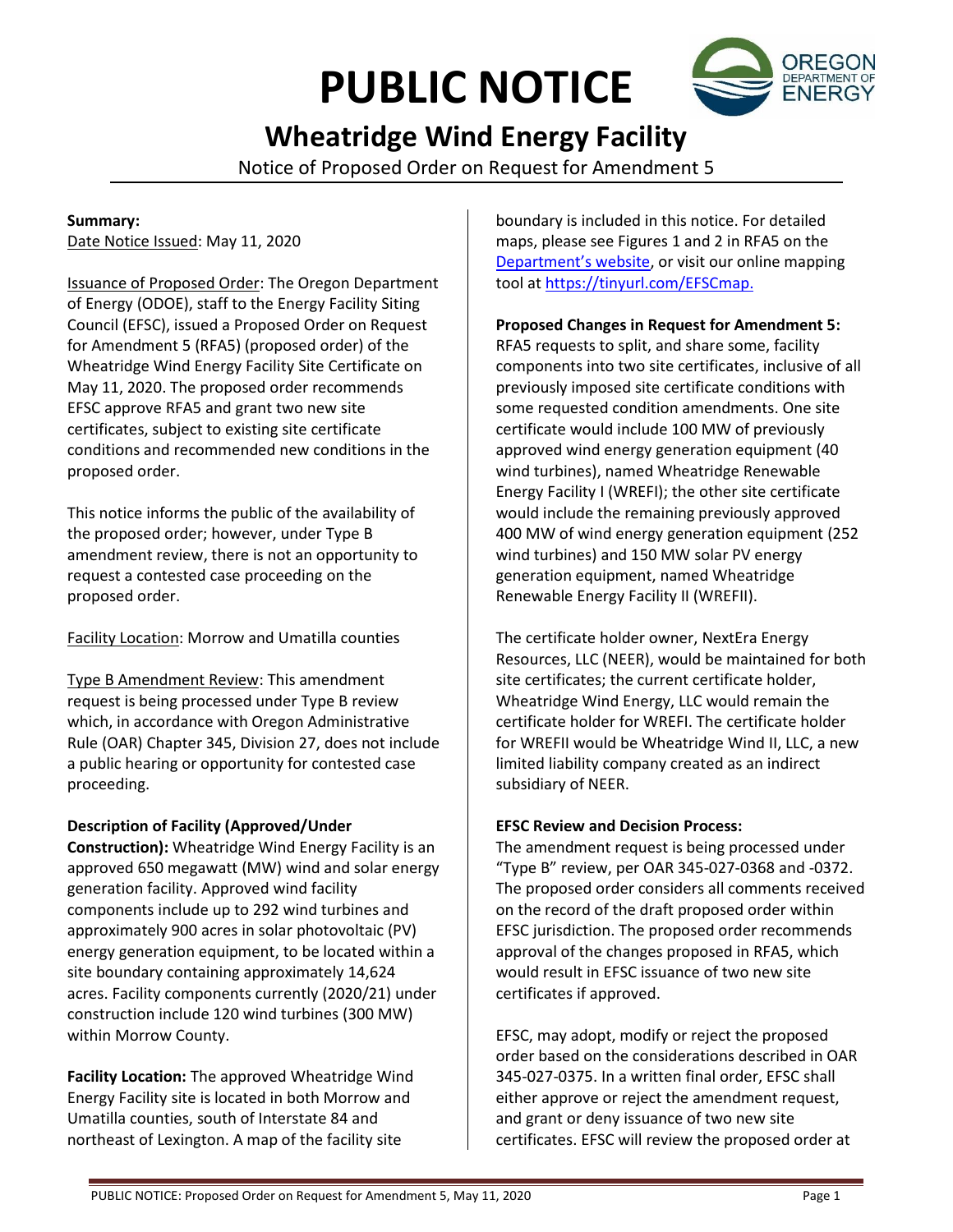# PUBLIC NOTICE

## Wheatridge Wind Energy Facility

Notice of Proposed Order on Request for Amendment 5

**Summary:**

Date Notice Issued: May 11, 2020

Issuance of Proposed Order: The Oregon Department of Energy (ODOE), staff to the Energy Facility Siting Council (EFSC), issued a Proposed Order on Request for Amendment 5 (RFA5) (proposed order) of the Wheatridge Wind Energy Facility Site Certificate on May 11, 2020. The proposed order recommends EFSC approve RFA5 and grant two new site certificates, subject to existing site certificate conditions and recommended new conditions in the proposed order.

This notice informs the public of the availability of the proposed order; however, under Type B amendment review, there is not an opportunity to request a contested case proceeding on the proposed order.

Facility Location: Morrow and Umatilla counties

Type B Amendment Review: This amendment request is being processed under Type B review which, in accordance with Oregon Administrative Rule (OAR) Chapter 345, Division 27, does not include a public hearing or opportunity for contested case proceeding.

**Description of Facility (Approved/Under Construction):** Wheatridge Wind Energy Facility is an approved 650 megawatt (MW) wind and solar energy generation facility. Approved wind facility components include up to 292 wind turbines and approximately 900 acres in solar photovoltaic (PV) energy generation equipment, to be located within a site boundary containing approximately 14,624 acres. Facility components currently (2020/21) under construction include 120 wind turbines (300 MW) within Morrow County.

**Facility Location:** The approved Wheatridge Wind Energy Facility site is located in both Morrow and Umatilla counties, south of Interstate 84 and northeast of Lexington. A map of the facility site boundary is included in this notice. For detailed maps, please see Figures 1 and 2 in RFA5 on the [Department's website](), or visit our online mapping tool at https://tinyurl.com/EFSCmap.

**Proposed Changes in Request for Amendment 5:**

RFA5 requests to split, and share some, facility components into two site certificates, inclusive of all previously imposed site certificate conditions with some requested condition amendments. One site certificate would include 100 MW of previously approved wind energy generation equipment (40 wind turbines), named Wheatridge Renewable Energy Facility I (WREFI); the other site certificate would include the remaining previously approved 400 MW of wind energy generation equipment (252 wind turbines) and 150 MW solar PV energy generation equipment, named Wheatridge Renewable Energy Facility II (WREFII).

The certificate holder owner, NextEra Energy Resources, LLC (NEER), would be maintained for both site certificates; the current certificate holder, Wheatridge Wind Energy, LLC would remain the certificate holder for WREFI. The certificate holder for WREFII would be Wheatridge Wind II, LLC, a new limited liability company created as an indirect subsidiary of NEER.

**EFSC Review and Decision Process:**

The amendment request is being processed under "Type B" review, per OAR 345-027-0368 and -0372. The proposed order considers all comments received on the record of the draft proposed order within EFSC jurisdiction. The proposed order recommends approval of the changes proposed in RFA5, which would result in EFSC issuance of two new site certificates if approved.

EFSC, may adopt, modify or reject the proposed order based on the considerations described in OAR 345-027-0375. In a written final order, EFSC shall either approve or reject the amendment request, and grant or deny issuance of two new site certificates. EFSC will review the proposed order at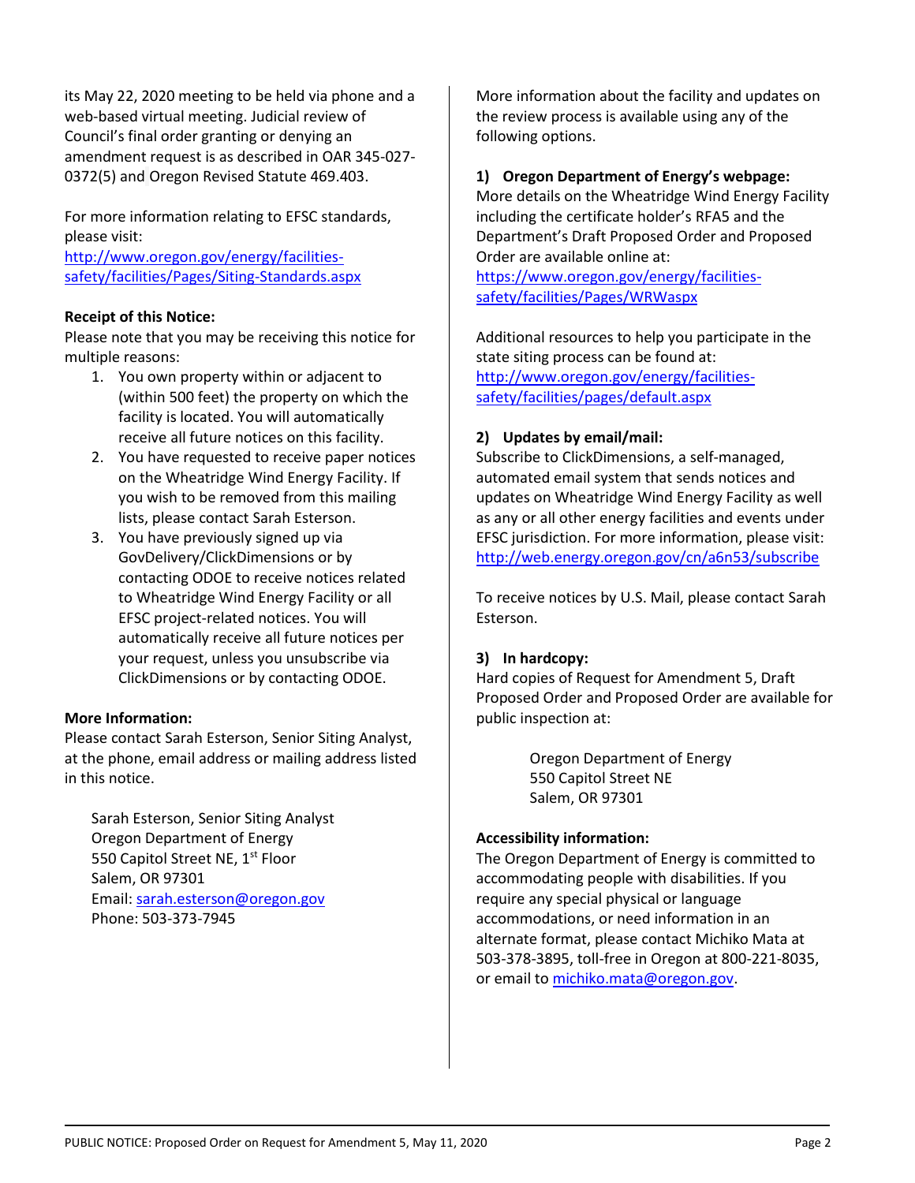its May 22, 2020 meeting to be held via phone and a web-based virtual meeting. Judicial review of Council's final order granting or denying an amendment request is as described in OAR 345-027-0372(5) and Oregon Revised Statute 469.403.

For more information relating to EFSC standards, please visit:
[http://www.oregon.gov/energy/facilities-safety/facilities/Pages/Siting-Standards.aspx](http://www.oregon.gov/energy/facilities-safety/facilities/Pages/Siting-Standards.aspx)

**Receipt of this Notice:**
Please note that you may be receiving this notice for multiple reasons:

1. You own property within or adjacent to (within 500 feet) the property on which the facility is located. You will automatically receive all future notices on this facility.
2. You have requested to receive paper notices on the Wheatridge Wind Energy Facility. If you wish to be removed from this mailing lists, please contact Sarah Esterson.
3. You have previously signed up via GovDelivery/ClickDimensions or by contacting ODOE to receive notices related to Wheatridge Wind Energy Facility or all EFSC project-related notices. You will automatically receive all future notices per your request, unless you unsubscribe via ClickDimensions or by contacting ODOE.

**More Information:**
Please contact Sarah Esterson, Senior Siting Analyst, at the phone, email address or mailing address listed in this notice.

Sarah Esterson, Senior Siting Analyst
Oregon Department of Energy
550 Capitol Street NE, 1st Floor
Salem, OR 97301
Email: [sarah.esterson@oregon.gov](mailto:sarah.esterson@oregon.gov)
Phone: 503-373-7945

More information about the facility and updates on the review process is available using any of the following options.

**1) Oregon Department of Energy's webpage:**
More details on the Wheatridge Wind Energy Facility including the certificate holder's RFA5 and the Department's Draft Proposed Order and Proposed Order are available online at:
[https://www.oregon.gov/energy/facilities-safety/facilities/Pages/WRWaspx](https://www.oregon.gov/energy/facilities-safety/facilities/Pages/WRWaspx)

Additional resources to help you participate in the state siting process can be found at:
[http://www.oregon.gov/energy/facilities-safety/facilities/pages/default.aspx](http://www.oregon.gov/energy/facilities-safety/facilities/pages/default.aspx)

**2) Updates by email/mail:**
Subscribe to ClickDimensions, a self-managed, automated email system that sends notices and updates on Wheatridge Wind Energy Facility as well as any or all other energy facilities and events under EFSC jurisdiction. For more information, please visit: [http://web.energy.oregon.gov/cn/a6n53/subscribe](http://web.energy.oregon.gov/cn/a6n53/subscribe)

To receive notices by U.S. Mail, please contact Sarah Esterson.

**3) In hardcopy:**
Hard copies of Request for Amendment 5, Draft Proposed Order and Proposed Order are available for public inspection at:

Oregon Department of Energy
550 Capitol Street NE
Salem, OR 97301

**Accessibility information:**
The Oregon Department of Energy is committed to accommodating people with disabilities. If you require any special physical or language accommodations, or need information in an alternate format, please contact Michiko Mata at 503-378-3895, toll-free in Oregon at 800-221-8035, or email to [michiko.mata@oregon.gov](mailto:michiko.mata@oregon.gov).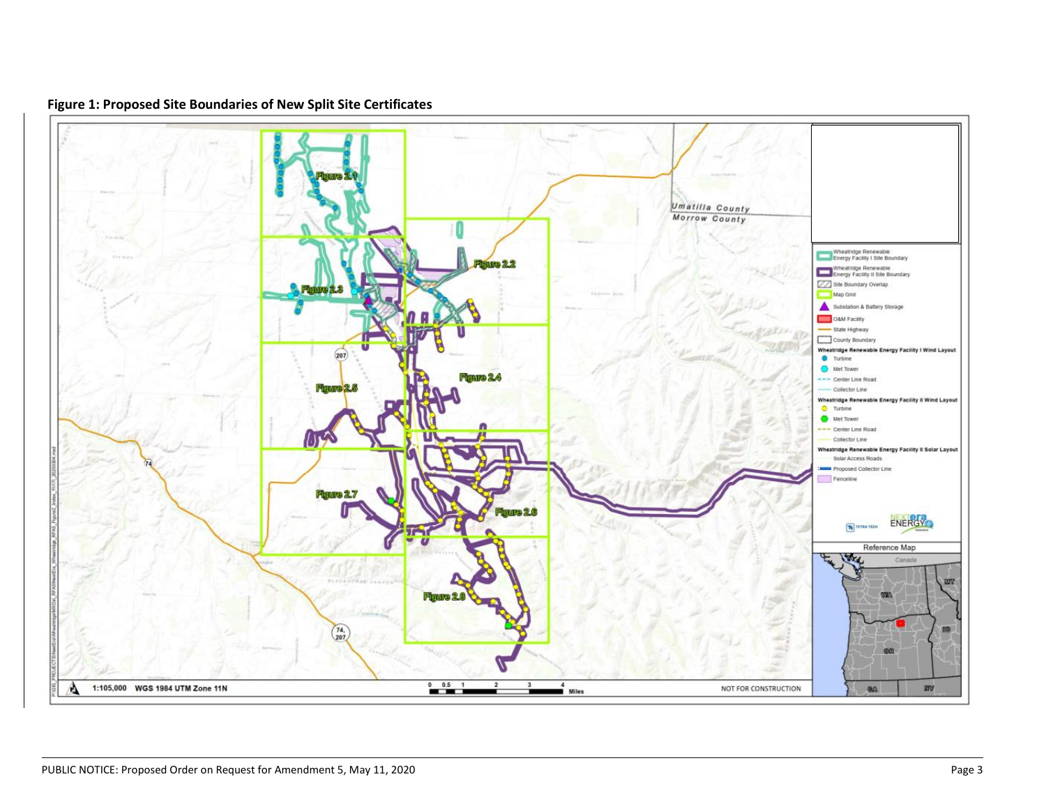**Figure 1: Proposed Site Boundaries of New Split Site Certificates**

Figure 2.1

Figure 2.2

Figure 2.3

Figure 2.4

Figure 2.5

Figure 2.6

Figure 2.7

Figure 2.8

Umatilla County

Morrow County

207

74

74, 207

Wheatridge Renewable Energy Facility I Site Boundary

Wheatridge Renewable Energy Facility II Site Boundary

Site Boundary Overlap

Map Grid

Substation & Battery Storage

O&M Facility

State Highway

County Boundary

Wheatridge Renewable Energy Facility I Wind Layout

Turbine

Met Tower

Center Line Road

Collector Line

Wheatridge Renewable Energy Facility II Wind Layout

Turbine

Met Tower

Center Line Road

Collector Line

Wheatridge Renewable Energy Facility II Solar Layout

Solar Access Roads

Proposed Collector Line

Fenceline

TETRA TECH

NEXTera ENERGY

Reference Map

Canada

WA

MT

ID

OR

CA

NV

1:105,000 WGS 1984 UTM Zone 11N

0 0.5 1 2 3 4 Miles

NOT FOR CONSTRUCTION